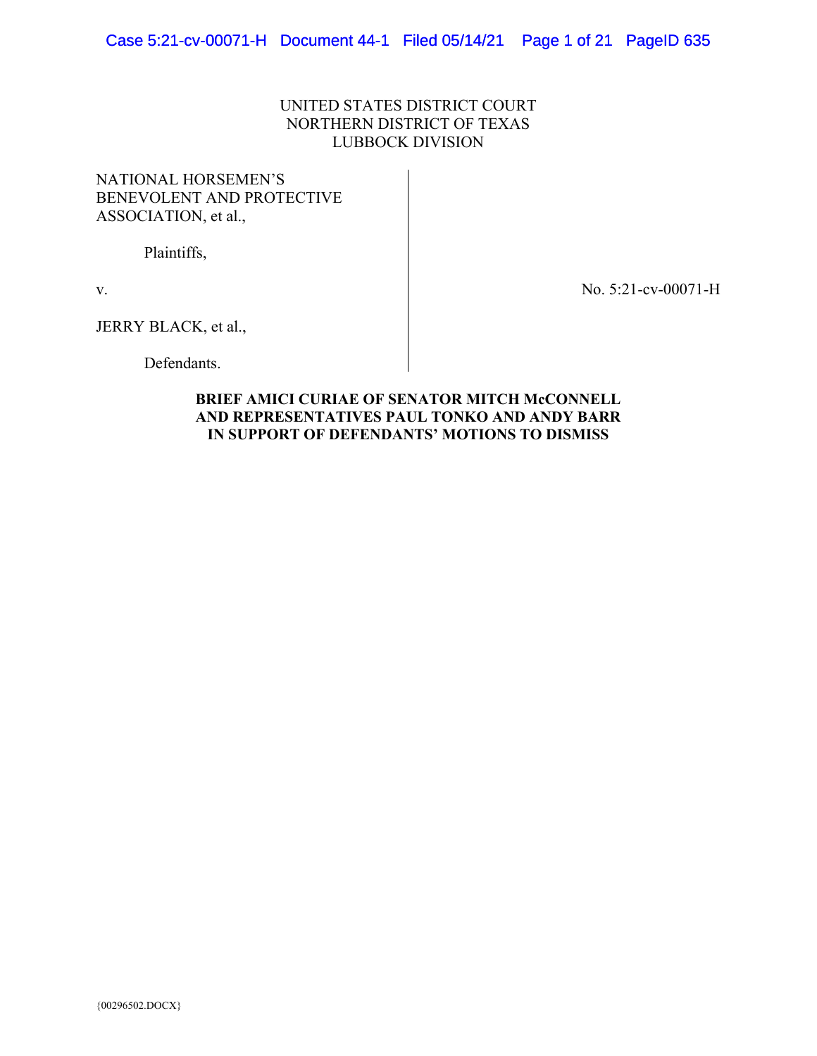UNITED STATES DISTRICT COURT
NORTHERN DISTRICT OF TEXAS
LUBBOCK DIVISION

NATIONAL HORSEMEN'S BENEVOLENT AND PROTECTIVE ASSOCIATION, et al.,

Plaintiffs,

v.

JERRY BLACK, et al.,

Defendants.

No. 5:21-cv-00071-H

**BRIEF AMICI CURIAE OF SENATOR MITCH McCONNELL AND REPRESENTATIVES PAUL TONKO AND ANDY BARR IN SUPPORT OF DEFENDANTS' MOTIONS TO DISMISS**

{00296502.DOCX}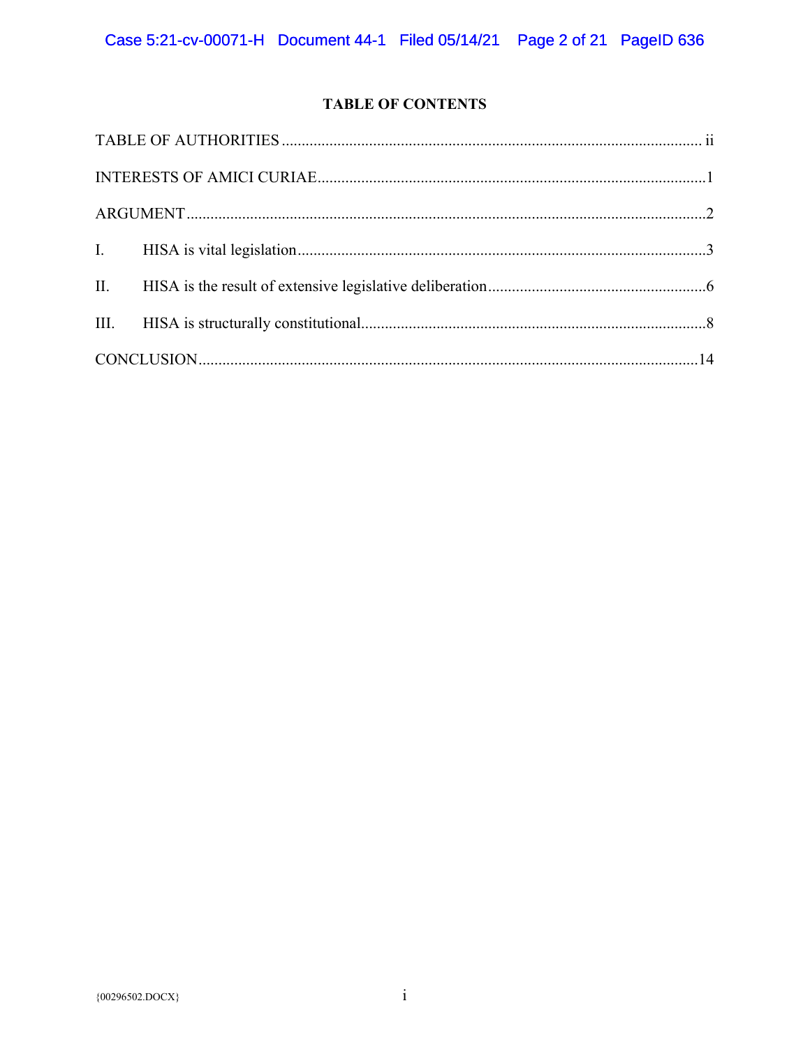## TABLE OF CONTENTS

TABLE OF AUTHORITIES ........................................................................................................ ii

INTERESTS OF AMICI CURIAE ................................................................................................1

ARGUMENT ..................................................................................................................................2

I. HISA is vital legislation .......................................................................................................3

II. HISA is the result of extensive legislative deliberation .......................................................6

III. HISA is structurally constitutional .......................................................................................8

CONCLUSION ............................................................................................................................14

{00296502.DOCX}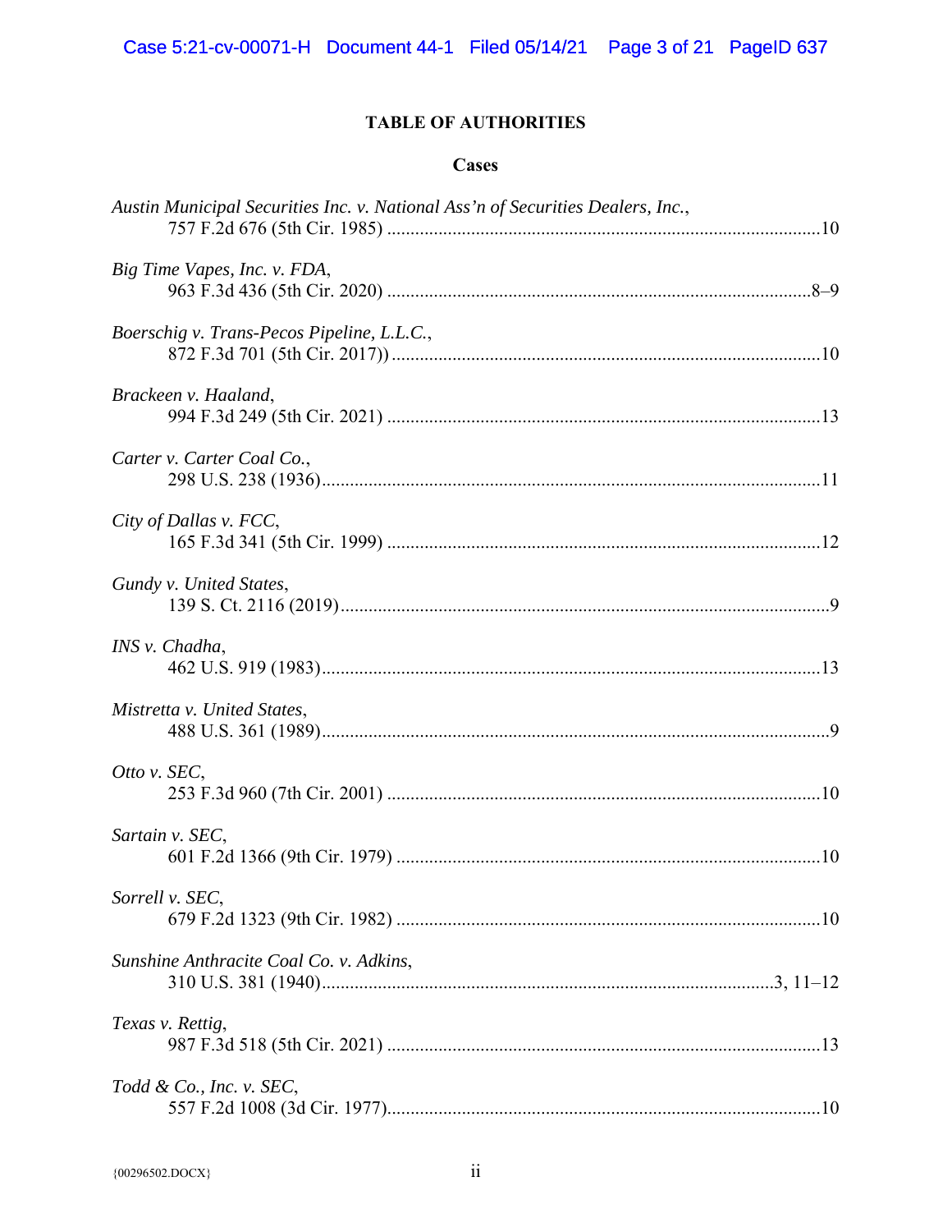# TABLE OF AUTHORITIES

## Cases

*Austin Municipal Securities Inc. v. National Ass'n of Securities Dealers, Inc.*,
757 F.2d 676 (5th Cir. 1985) .......................................................................................10

*Big Time Vapes, Inc. v. FDA*,
963 F.3d 436 (5th Cir. 2020) .......................................................................................8–9

*Boerschig v. Trans-Pecos Pipeline, L.L.C.*,
872 F.3d 701 (5th Cir. 2017)) .......................................................................................10

*Brackeen v. Haaland*,
994 F.3d 249 (5th Cir. 2021) .......................................................................................13

*Carter v. Carter Coal Co.*,
298 U.S. 238 (1936).......................................................................................................11

*City of Dallas v. FCC*,
165 F.3d 341 (5th Cir. 1999) .......................................................................................12

*Gundy v. United States*,
139 S. Ct. 2116 (2019).......................................................................................................9

*INS v. Chadha*,
462 U.S. 919 (1983).......................................................................................................13

*Mistretta v. United States*,
488 U.S. 361 (1989).........................................................................................................9

*Otto v. SEC*,
253 F.3d 960 (7th Cir. 2001) .......................................................................................10

*Sartain v. SEC*,
601 F.2d 1366 (9th Cir. 1979) .....................................................................................10

*Sorrell v. SEC*,
679 F.2d 1323 (9th Cir. 1982) .....................................................................................10

*Sunshine Anthracite Coal Co. v. Adkins*,
310 U.S. 381 (1940)...........................................................................................3, 11–12

*Texas v. Rettig*,
987 F.3d 518 (5th Cir. 2021) .......................................................................................13

*Todd & Co., Inc. v. SEC*,
557 F.2d 1008 (3d Cir. 1977).......................................................................................10

{00296502.DOCX}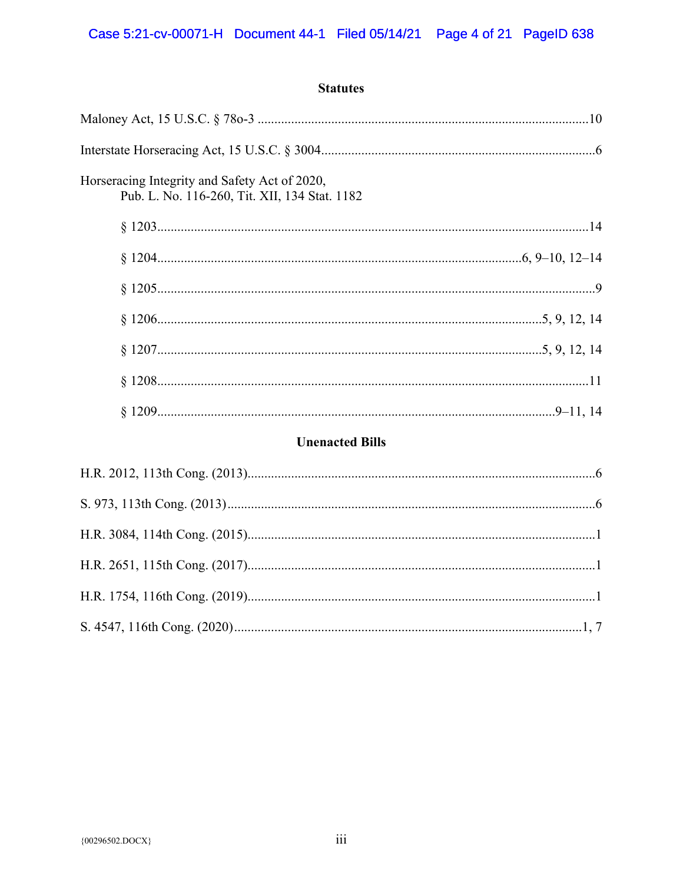## Statutes

Maloney Act, 15 U.S.C. § 78o-3 .................................................................................................10

Interstate Horseracing Act, 15 U.S.C. § 3004.................................................................................6

Horseracing Integrity and Safety Act of 2020,
Pub. L. No. 116-260, Tit. XII, 134 Stat. 1182

§ 1203...............................................................................................................................14

§ 1204...........................................................................................................6, 9–10, 12–14

§ 1205.................................................................................................................................9

§ 1206................................................................................................................5, 9, 12, 14

§ 1207................................................................................................................5, 9, 12, 14

§ 1208...............................................................................................................................11

§ 1209....................................................................................................................9–11, 14

## Unenacted Bills

H.R. 2012, 113th Cong. (2013).......................................................................................................6

S. 973, 113th Cong. (2013).............................................................................................................6

H.R. 3084, 114th Cong. (2015).......................................................................................................1

H.R. 2651, 115th Cong. (2017).......................................................................................................1

H.R. 1754, 116th Cong. (2019).......................................................................................................1

S. 4547, 116th Cong. (2020).......................................................................................................1, 7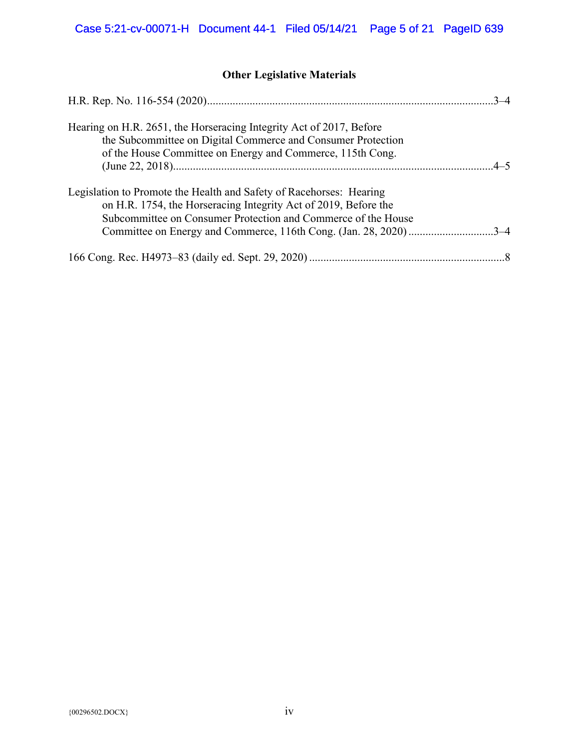### Other Legislative Materials

H.R. Rep. No. 116-554 (2020)....................................................................................................3–4

Hearing on H.R. 2651, the Horseracing Integrity Act of 2017, Before the Subcommittee on Digital Commerce and Consumer Protection of the House Committee on Energy and Commerce, 115th Cong. (June 22, 2018)...............................................................................................................4–5

Legislation to Promote the Health and Safety of Racehorses: Hearing on H.R. 1754, the Horseracing Integrity Act of 2019, Before the Subcommittee on Consumer Protection and Commerce of the House Committee on Energy and Commerce, 116th Cong. (Jan. 28, 2020) .............................3–4

166 Cong. Rec. H4973–83 (daily ed. Sept. 29, 2020) ....................................................................8

{00296502.DOCX}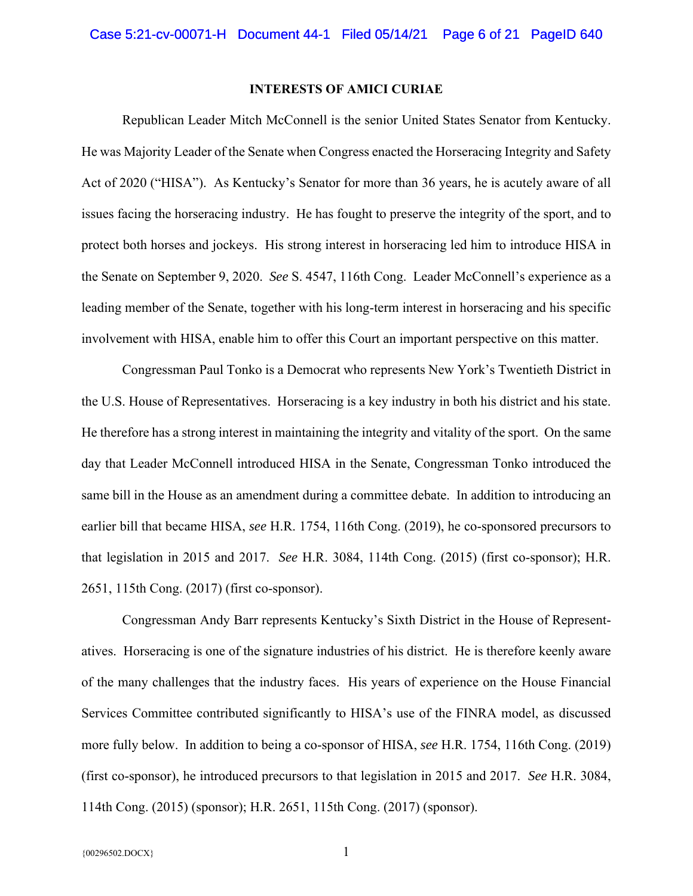## INTERESTS OF AMICI CURIAE

Republican Leader Mitch McConnell is the senior United States Senator from Kentucky. He was Majority Leader of the Senate when Congress enacted the Horseracing Integrity and Safety Act of 2020 ("HISA"). As Kentucky's Senator for more than 36 years, he is acutely aware of all issues facing the horseracing industry. He has fought to preserve the integrity of the sport, and to protect both horses and jockeys. His strong interest in horseracing led him to introduce HISA in the Senate on September 9, 2020. *See* S. 4547, 116th Cong. Leader McConnell's experience as a leading member of the Senate, together with his long-term interest in horseracing and his specific involvement with HISA, enable him to offer this Court an important perspective on this matter.

Congressman Paul Tonko is a Democrat who represents New York's Twentieth District in the U.S. House of Representatives. Horseracing is a key industry in both his district and his state. He therefore has a strong interest in maintaining the integrity and vitality of the sport. On the same day that Leader McConnell introduced HISA in the Senate, Congressman Tonko introduced the same bill in the House as an amendment during a committee debate. In addition to introducing an earlier bill that became HISA, *see* H.R. 1754, 116th Cong. (2019), he co-sponsored precursors to that legislation in 2015 and 2017. *See* H.R. 3084, 114th Cong. (2015) (first co-sponsor); H.R. 2651, 115th Cong. (2017) (first co-sponsor).

Congressman Andy Barr represents Kentucky's Sixth District in the House of Representatives. Horseracing is one of the signature industries of his district. He is therefore keenly aware of the many challenges that the industry faces. His years of experience on the House Financial Services Committee contributed significantly to HISA's use of the FINRA model, as discussed more fully below. In addition to being a co-sponsor of HISA, *see* H.R. 1754, 116th Cong. (2019) (first co-sponsor), he introduced precursors to that legislation in 2015 and 2017. *See* H.R. 3084, 114th Cong. (2015) (sponsor); H.R. 2651, 115th Cong. (2017) (sponsor).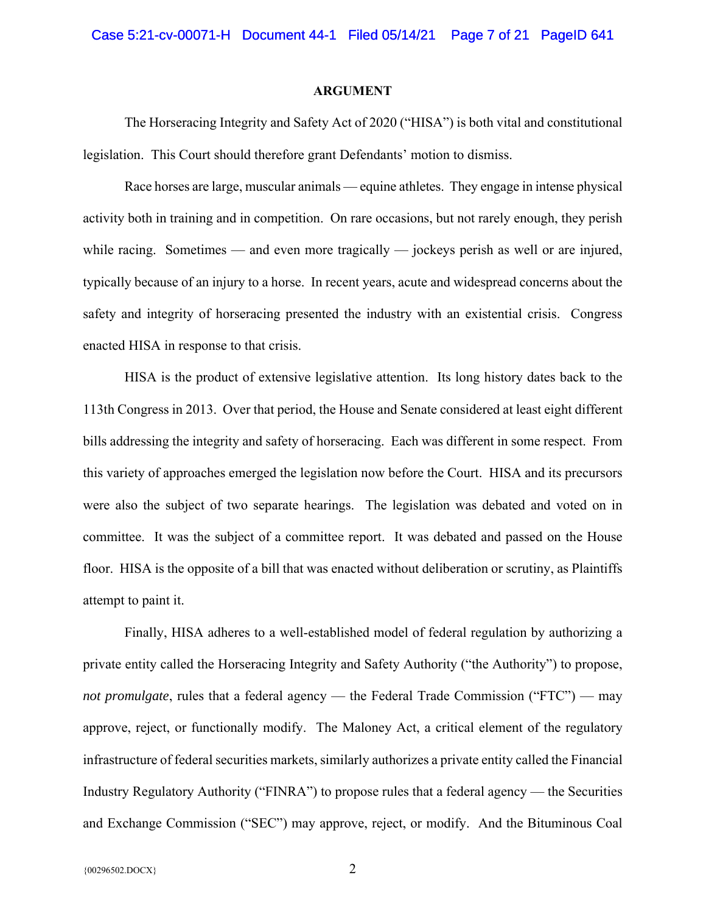**ARGUMENT**

The Horseracing Integrity and Safety Act of 2020 ("HISA") is both vital and constitutional legislation. This Court should therefore grant Defendants' motion to dismiss.

Race horses are large, muscular animals — equine athletes. They engage in intense physical activity both in training and in competition. On rare occasions, but not rarely enough, they perish while racing. Sometimes — and even more tragically — jockeys perish as well or are injured, typically because of an injury to a horse. In recent years, acute and widespread concerns about the safety and integrity of horseracing presented the industry with an existential crisis. Congress enacted HISA in response to that crisis.

HISA is the product of extensive legislative attention. Its long history dates back to the 113th Congress in 2013. Over that period, the House and Senate considered at least eight different bills addressing the integrity and safety of horseracing. Each was different in some respect. From this variety of approaches emerged the legislation now before the Court. HISA and its precursors were also the subject of two separate hearings. The legislation was debated and voted on in committee. It was the subject of a committee report. It was debated and passed on the House floor. HISA is the opposite of a bill that was enacted without deliberation or scrutiny, as Plaintiffs attempt to paint it.

Finally, HISA adheres to a well-established model of federal regulation by authorizing a private entity called the Horseracing Integrity and Safety Authority ("the Authority") to propose, *not promulgate*, rules that a federal agency — the Federal Trade Commission ("FTC") — may approve, reject, or functionally modify. The Maloney Act, a critical element of the regulatory infrastructure of federal securities markets, similarly authorizes a private entity called the Financial Industry Regulatory Authority ("FINRA") to propose rules that a federal agency — the Securities and Exchange Commission ("SEC") may approve, reject, or modify. And the Bituminous Coal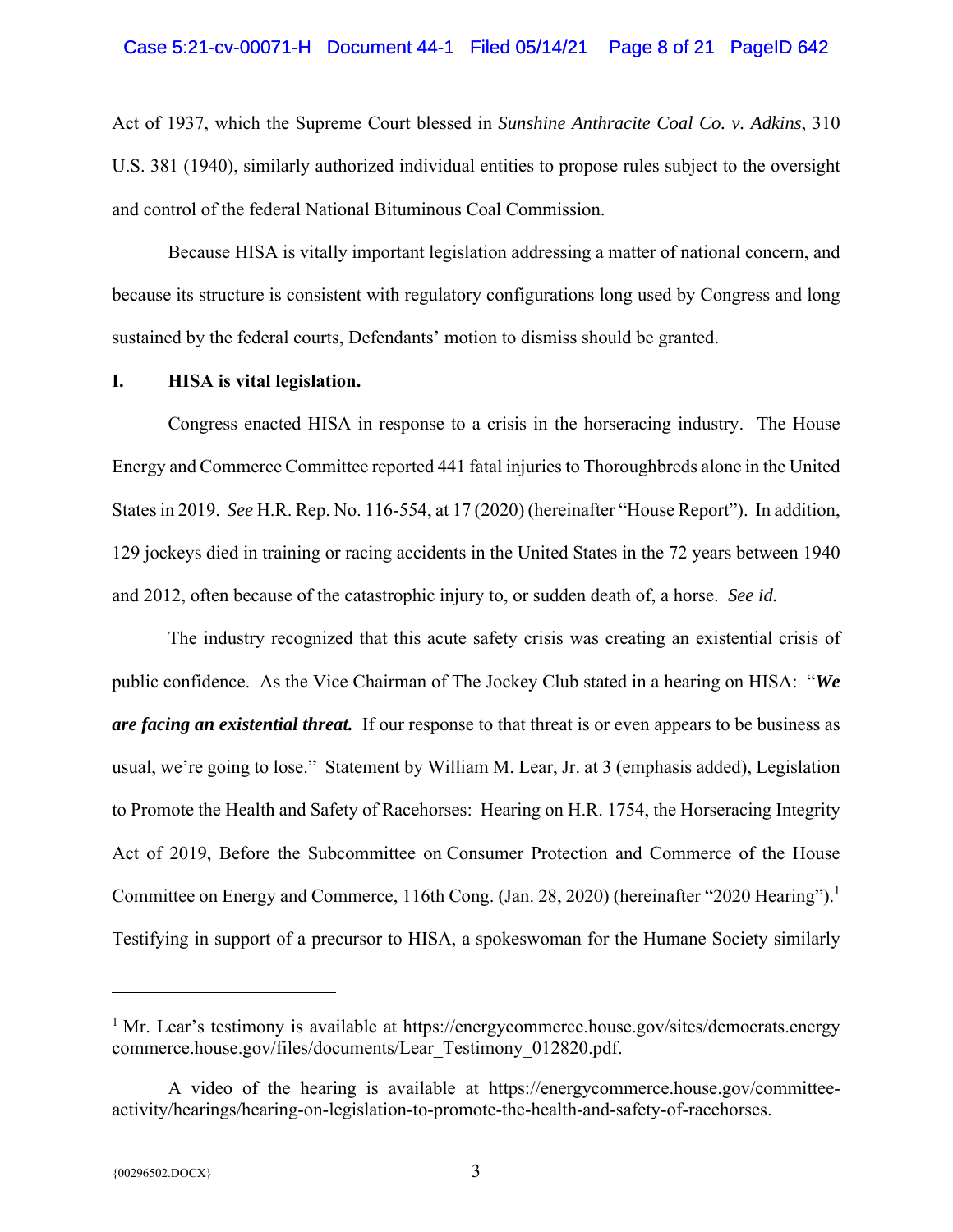Act of 1937, which the Supreme Court blessed in *Sunshine Anthracite Coal Co. v. Adkins*, 310 U.S. 381 (1940), similarly authorized individual entities to propose rules subject to the oversight and control of the federal National Bituminous Coal Commission.

Because HISA is vitally important legislation addressing a matter of national concern, and because its structure is consistent with regulatory configurations long used by Congress and long sustained by the federal courts, Defendants' motion to dismiss should be granted.

## I. HISA is vital legislation.

Congress enacted HISA in response to a crisis in the horseracing industry. The House Energy and Commerce Committee reported 441 fatal injuries to Thoroughbreds alone in the United States in 2019. *See* H.R. Rep. No. 116-554, at 17 (2020) (hereinafter "House Report"). In addition, 129 jockeys died in training or racing accidents in the United States in the 72 years between 1940 and 2012, often because of the catastrophic injury to, or sudden death of, a horse. *See id.*

The industry recognized that this acute safety crisis was creating an existential crisis of public confidence. As the Vice Chairman of The Jockey Club stated in a hearing on HISA: "***We are facing an existential threat.*** If our response to that threat is or even appears to be business as usual, we're going to lose." Statement by William M. Lear, Jr. at 3 (emphasis added), Legislation to Promote the Health and Safety of Racehorses: Hearing on H.R. 1754, the Horseracing Integrity Act of 2019, Before the Subcommittee on Consumer Protection and Commerce of the House Committee on Energy and Commerce, 116th Cong. (Jan. 28, 2020) (hereinafter "2020 Hearing").[1] Testifying in support of a precursor to HISA, a spokeswoman for the Humane Society similarly

---

[1] Mr. Lear's testimony is available at https://energycommerce.house.gov/sites/democrats.energycommerce.house.gov/files/documents/Lear_Testimony_012820.pdf.

A video of the hearing is available at https://energycommerce.house.gov/committee-activity/hearings/hearing-on-legislation-to-promote-the-health-and-safety-of-racehorses.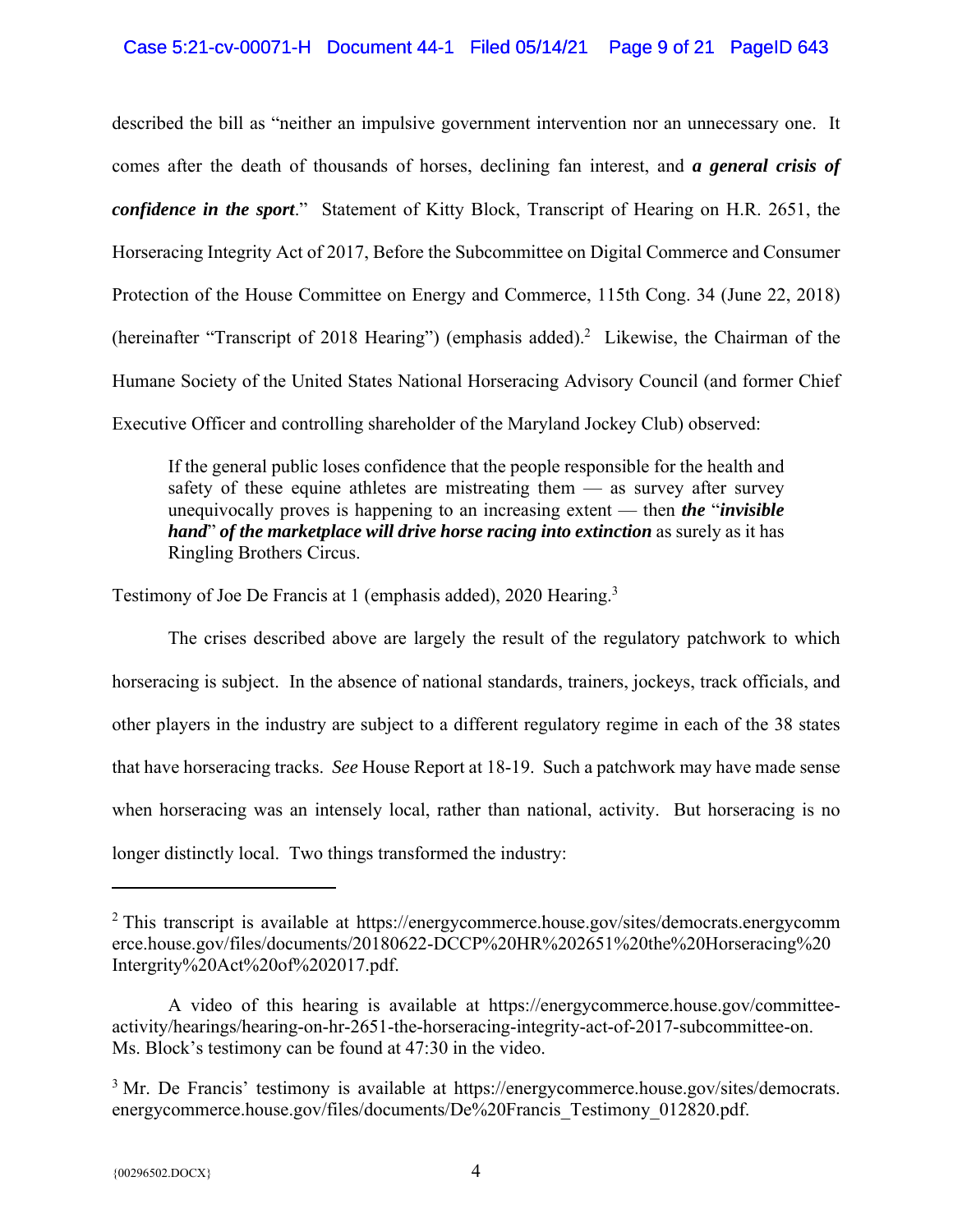described the bill as "neither an impulsive government intervention nor an unnecessary one. It comes after the death of thousands of horses, declining fan interest, and ***a general crisis of confidence in the sport***." Statement of Kitty Block, Transcript of Hearing on H.R. 2651, the Horseracing Integrity Act of 2017, Before the Subcommittee on Digital Commerce and Consumer Protection of the House Committee on Energy and Commerce, 115th Cong. 34 (June 22, 2018) (hereinafter "Transcript of 2018 Hearing") (emphasis added).[2] Likewise, the Chairman of the Humane Society of the United States National Horseracing Advisory Council (and former Chief Executive Officer and controlling shareholder of the Maryland Jockey Club) observed:

> If the general public loses confidence that the people responsible for the health and safety of these equine athletes are mistreating them — as survey after survey unequivocally proves is happening to an increasing extent — then ***the* "*invisible hand*" *of the marketplace will drive horse racing into extinction*** as surely as it has Ringling Brothers Circus.

Testimony of Joe De Francis at 1 (emphasis added), 2020 Hearing.[3]

The crises described above are largely the result of the regulatory patchwork to which horseracing is subject. In the absence of national standards, trainers, jockeys, track officials, and other players in the industry are subject to a different regulatory regime in each of the 38 states that have horseracing tracks. *See* House Report at 18-19. Such a patchwork may have made sense when horseracing was an intensely local, rather than national, activity. But horseracing is no longer distinctly local. Two things transformed the industry:

---

[2] This transcript is available at https://energycommerce.house.gov/sites/democrats.energycommerce.house.gov/files/documents/20180622-DCCP%20HR%202651%20the%20Horseracing%20Intergrity%20Act%20of%202017.pdf.

A video of this hearing is available at https://energycommerce.house.gov/committee-activity/hearings/hearing-on-hr-2651-the-horseracing-integrity-act-of-2017-subcommittee-on. Ms. Block's testimony can be found at 47:30 in the video.

[3] Mr. De Francis' testimony is available at https://energycommerce.house.gov/sites/democrats.energycommerce.house.gov/files/documents/De%20Francis_Testimony_012820.pdf.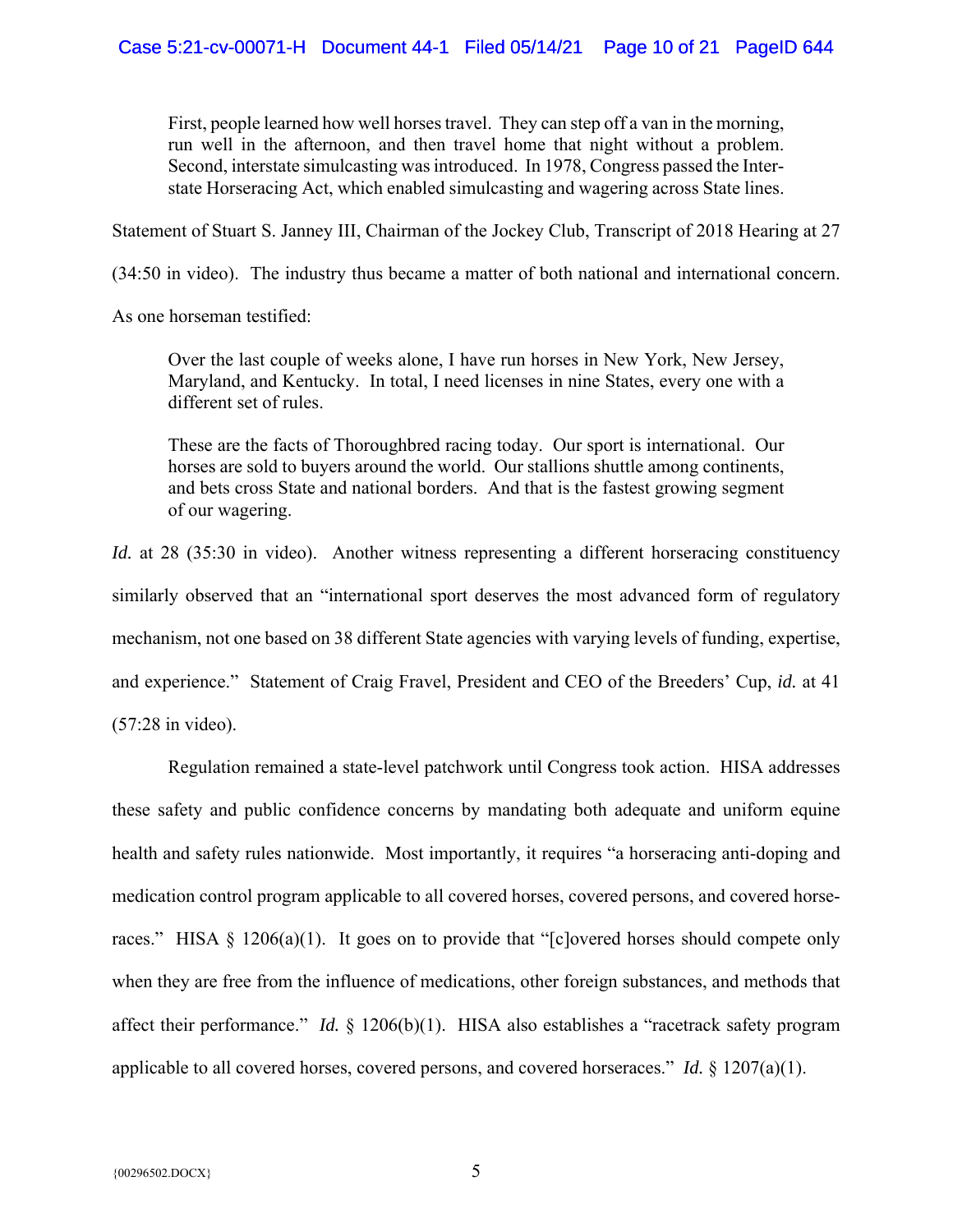> First, people learned how well horses travel. They can step off a van in the morning, run well in the afternoon, and then travel home that night without a problem. Second, interstate simulcasting was introduced. In 1978, Congress passed the Interstate Horseracing Act, which enabled simulcasting and wagering across State lines.

Statement of Stuart S. Janney III, Chairman of the Jockey Club, Transcript of 2018 Hearing at 27 (34:50 in video). The industry thus became a matter of both national and international concern. As one horseman testified:

> Over the last couple of weeks alone, I have run horses in New York, New Jersey, Maryland, and Kentucky. In total, I need licenses in nine States, every one with a different set of rules.
>
> These are the facts of Thoroughbred racing today. Our sport is international. Our horses are sold to buyers around the world. Our stallions shuttle among continents, and bets cross State and national borders. And that is the fastest growing segment of our wagering.

*Id.* at 28 (35:30 in video). Another witness representing a different horseracing constituency similarly observed that an "international sport deserves the most advanced form of regulatory mechanism, not one based on 38 different State agencies with varying levels of funding, expertise, and experience." Statement of Craig Fravel, President and CEO of the Breeders' Cup, *id.* at 41 (57:28 in video).

Regulation remained a state-level patchwork until Congress took action. HISA addresses these safety and public confidence concerns by mandating both adequate and uniform equine health and safety rules nationwide. Most importantly, it requires "a horseracing anti-doping and medication control program applicable to all covered horses, covered persons, and covered horseraces." HISA § 1206(a)(1). It goes on to provide that "[c]overed horses should compete only when they are free from the influence of medications, other foreign substances, and methods that affect their performance." *Id.* § 1206(b)(1). HISA also establishes a "racetrack safety program applicable to all covered horses, covered persons, and covered horseraces." *Id.* § 1207(a)(1).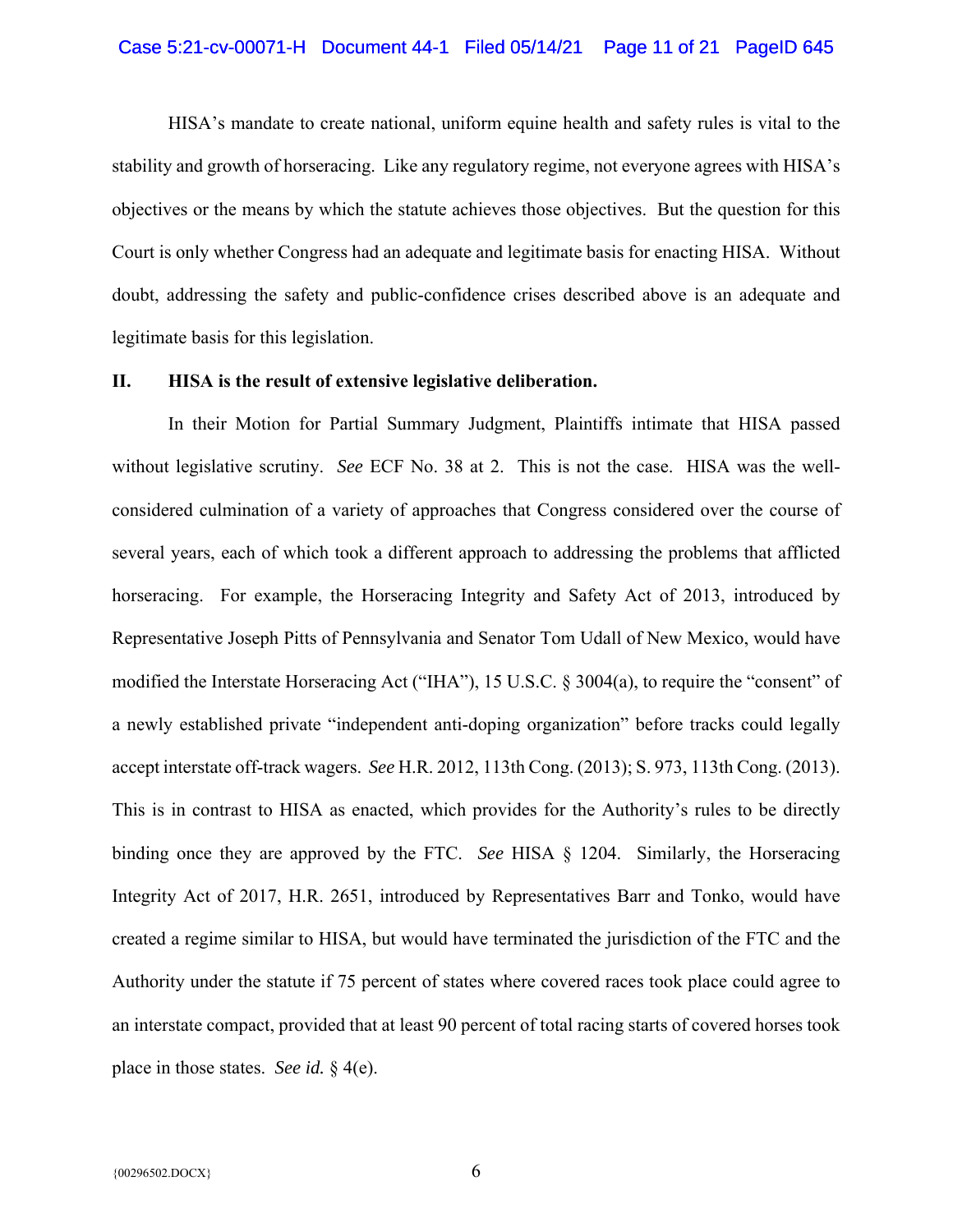HISA's mandate to create national, uniform equine health and safety rules is vital to the stability and growth of horseracing. Like any regulatory regime, not everyone agrees with HISA's objectives or the means by which the statute achieves those objectives. But the question for this Court is only whether Congress had an adequate and legitimate basis for enacting HISA. Without doubt, addressing the safety and public-confidence crises described above is an adequate and legitimate basis for this legislation.

## II. HISA is the result of extensive legislative deliberation.

In their Motion for Partial Summary Judgment, Plaintiffs intimate that HISA passed without legislative scrutiny. *See* ECF No. 38 at 2. This is not the case. HISA was the well-considered culmination of a variety of approaches that Congress considered over the course of several years, each of which took a different approach to addressing the problems that afflicted horseracing. For example, the Horseracing Integrity and Safety Act of 2013, introduced by Representative Joseph Pitts of Pennsylvania and Senator Tom Udall of New Mexico, would have modified the Interstate Horseracing Act ("IHA"), 15 U.S.C. § 3004(a), to require the "consent" of a newly established private "independent anti-doping organization" before tracks could legally accept interstate off-track wagers. *See* H.R. 2012, 113th Cong. (2013); S. 973, 113th Cong. (2013). This is in contrast to HISA as enacted, which provides for the Authority's rules to be directly binding once they are approved by the FTC. *See* HISA § 1204. Similarly, the Horseracing Integrity Act of 2017, H.R. 2651, introduced by Representatives Barr and Tonko, would have created a regime similar to HISA, but would have terminated the jurisdiction of the FTC and the Authority under the statute if 75 percent of states where covered races took place could agree to an interstate compact, provided that at least 90 percent of total racing starts of covered horses took place in those states. *See id.* § 4(e).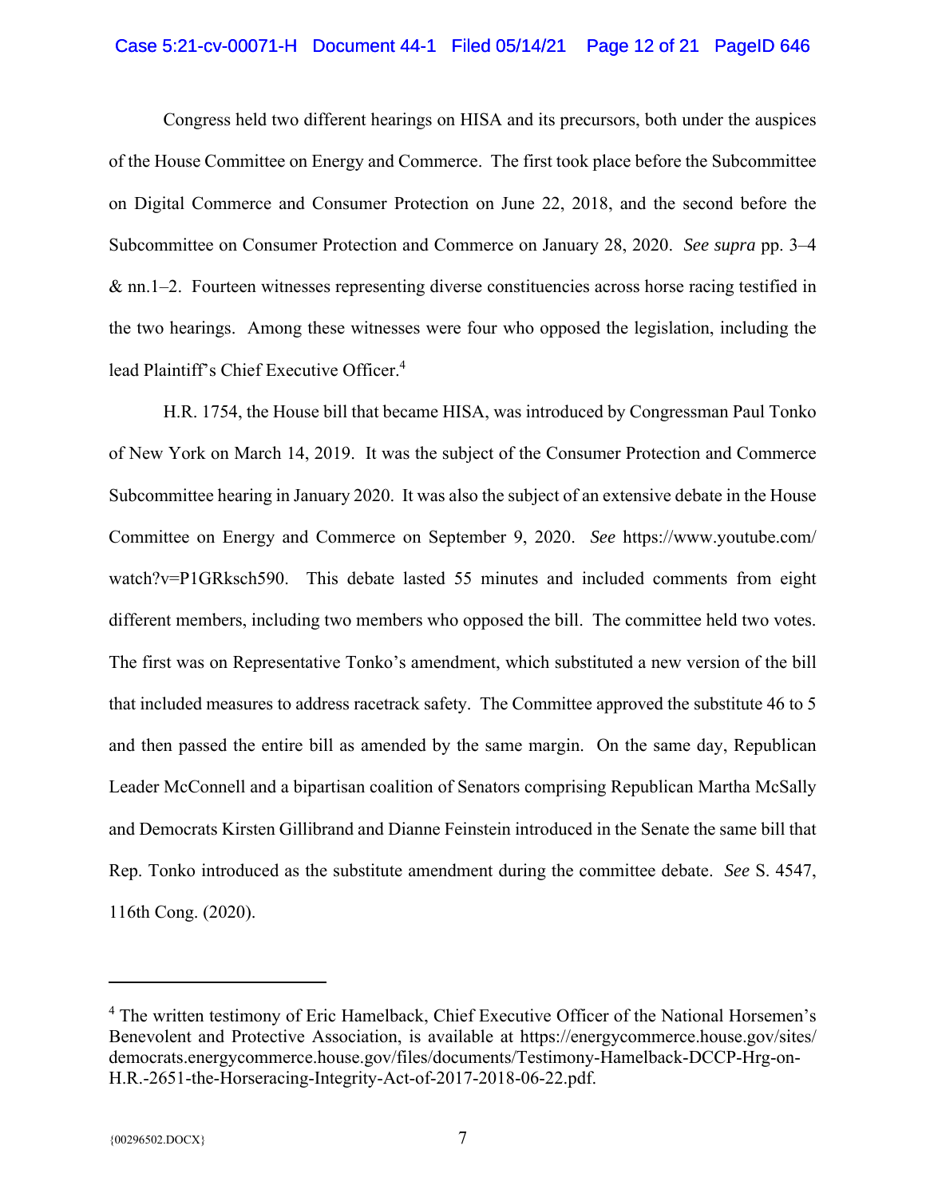Congress held two different hearings on HISA and its precursors, both under the auspices of the House Committee on Energy and Commerce. The first took place before the Subcommittee on Digital Commerce and Consumer Protection on June 22, 2018, and the second before the Subcommittee on Consumer Protection and Commerce on January 28, 2020. *See supra* pp. 3–4 & nn.1–2. Fourteen witnesses representing diverse constituencies across horse racing testified in the two hearings. Among these witnesses were four who opposed the legislation, including the lead Plaintiff's Chief Executive Officer.[4]

H.R. 1754, the House bill that became HISA, was introduced by Congressman Paul Tonko of New York on March 14, 2019. It was the subject of the Consumer Protection and Commerce Subcommittee hearing in January 2020. It was also the subject of an extensive debate in the House Committee on Energy and Commerce on September 9, 2020. *See* https://www.youtube.com/watch?v=P1GRksch590. This debate lasted 55 minutes and included comments from eight different members, including two members who opposed the bill. The committee held two votes. The first was on Representative Tonko's amendment, which substituted a new version of the bill that included measures to address racetrack safety. The Committee approved the substitute 46 to 5 and then passed the entire bill as amended by the same margin. On the same day, Republican Leader McConnell and a bipartisan coalition of Senators comprising Republican Martha McSally and Democrats Kirsten Gillibrand and Dianne Feinstein introduced in the Senate the same bill that Rep. Tonko introduced as the substitute amendment during the committee debate. *See* S. 4547, 116th Cong. (2020).

---

[4] The written testimony of Eric Hamelback, Chief Executive Officer of the National Horsemen's Benevolent and Protective Association, is available at https://energycommerce.house.gov/sites/democrats.energycommerce.house.gov/files/documents/Testimony-Hamelback-DCCP-Hrg-on-H.R.-2651-the-Horseracing-Integrity-Act-of-2017-2018-06-22.pdf.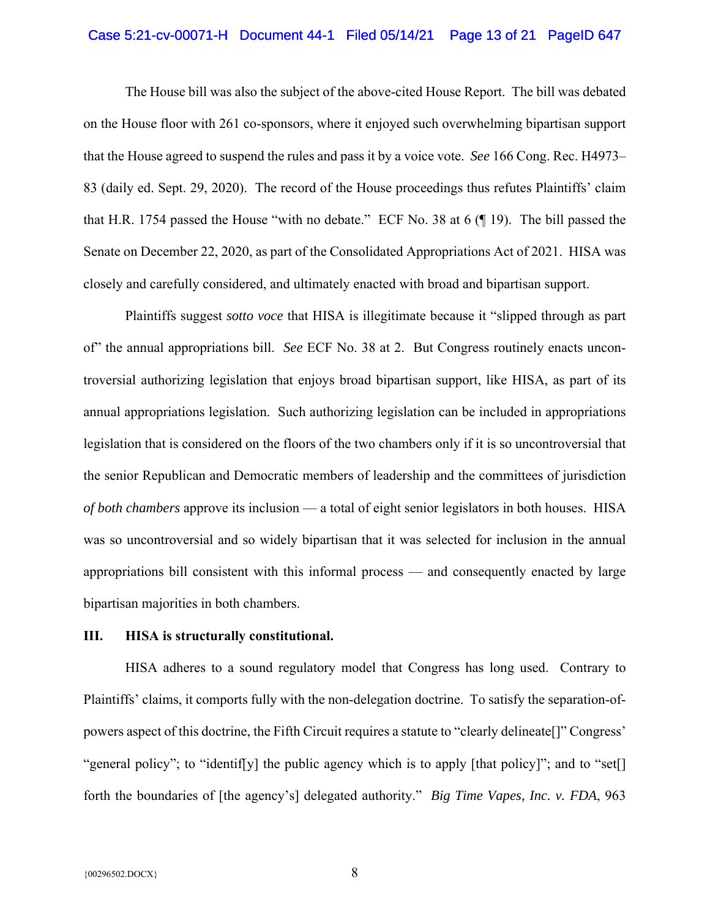The House bill was also the subject of the above-cited House Report. The bill was debated on the House floor with 261 co-sponsors, where it enjoyed such overwhelming bipartisan support that the House agreed to suspend the rules and pass it by a voice vote. *See* 166 Cong. Rec. H4973–83 (daily ed. Sept. 29, 2020). The record of the House proceedings thus refutes Plaintiffs' claim that H.R. 1754 passed the House "with no debate." ECF No. 38 at 6 (¶ 19). The bill passed the Senate on December 22, 2020, as part of the Consolidated Appropriations Act of 2021. HISA was closely and carefully considered, and ultimately enacted with broad and bipartisan support.

Plaintiffs suggest *sotto voce* that HISA is illegitimate because it "slipped through as part of" the annual appropriations bill. *See* ECF No. 38 at 2. But Congress routinely enacts uncontroversial authorizing legislation that enjoys broad bipartisan support, like HISA, as part of its annual appropriations legislation. Such authorizing legislation can be included in appropriations legislation that is considered on the floors of the two chambers only if it is so uncontroversial that the senior Republican and Democratic members of leadership and the committees of jurisdiction *of both chambers* approve its inclusion — a total of eight senior legislators in both houses. HISA was so uncontroversial and so widely bipartisan that it was selected for inclusion in the annual appropriations bill consistent with this informal process — and consequently enacted by large bipartisan majorities in both chambers.

## III. HISA is structurally constitutional.

HISA adheres to a sound regulatory model that Congress has long used. Contrary to Plaintiffs' claims, it comports fully with the non-delegation doctrine. To satisfy the separation-of-powers aspect of this doctrine, the Fifth Circuit requires a statute to "clearly delineate[]" Congress' "general policy"; to "identif[y] the public agency which is to apply [that policy]"; and to "set[] forth the boundaries of [the agency's] delegated authority." *Big Time Vapes, Inc. v. FDA*, 963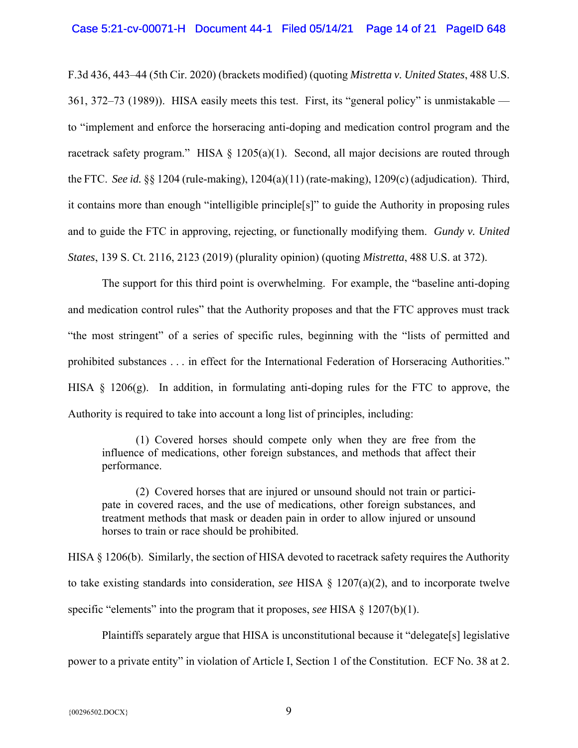F.3d 436, 443–44 (5th Cir. 2020) (brackets modified) (quoting *Mistretta v. United States*, 488 U.S. 361, 372–73 (1989)). HISA easily meets this test. First, its "general policy" is unmistakable — to "implement and enforce the horseracing anti-doping and medication control program and the racetrack safety program." HISA § 1205(a)(1). Second, all major decisions are routed through the FTC. *See id.* §§ 1204 (rule-making), 1204(a)(11) (rate-making), 1209(c) (adjudication). Third, it contains more than enough "intelligible principle[s]" to guide the Authority in proposing rules and to guide the FTC in approving, rejecting, or functionally modifying them. *Gundy v. United States*, 139 S. Ct. 2116, 2123 (2019) (plurality opinion) (quoting *Mistretta*, 488 U.S. at 372).

The support for this third point is overwhelming. For example, the "baseline anti-doping and medication control rules" that the Authority proposes and that the FTC approves must track "the most stringent" of a series of specific rules, beginning with the "lists of permitted and prohibited substances . . . in effect for the International Federation of Horseracing Authorities." HISA § 1206(g). In addition, in formulating anti-doping rules for the FTC to approve, the Authority is required to take into account a long list of principles, including:

> (1) Covered horses should compete only when they are free from the influence of medications, other foreign substances, and methods that affect their performance.
>
> (2) Covered horses that are injured or unsound should not train or participate in covered races, and the use of medications, other foreign substances, and treatment methods that mask or deaden pain in order to allow injured or unsound horses to train or race should be prohibited.

HISA § 1206(b). Similarly, the section of HISA devoted to racetrack safety requires the Authority to take existing standards into consideration, *see* HISA § 1207(a)(2), and to incorporate twelve specific "elements" into the program that it proposes, *see* HISA § 1207(b)(1).

Plaintiffs separately argue that HISA is unconstitutional because it "delegate[s] legislative power to a private entity" in violation of Article I, Section 1 of the Constitution. ECF No. 38 at 2.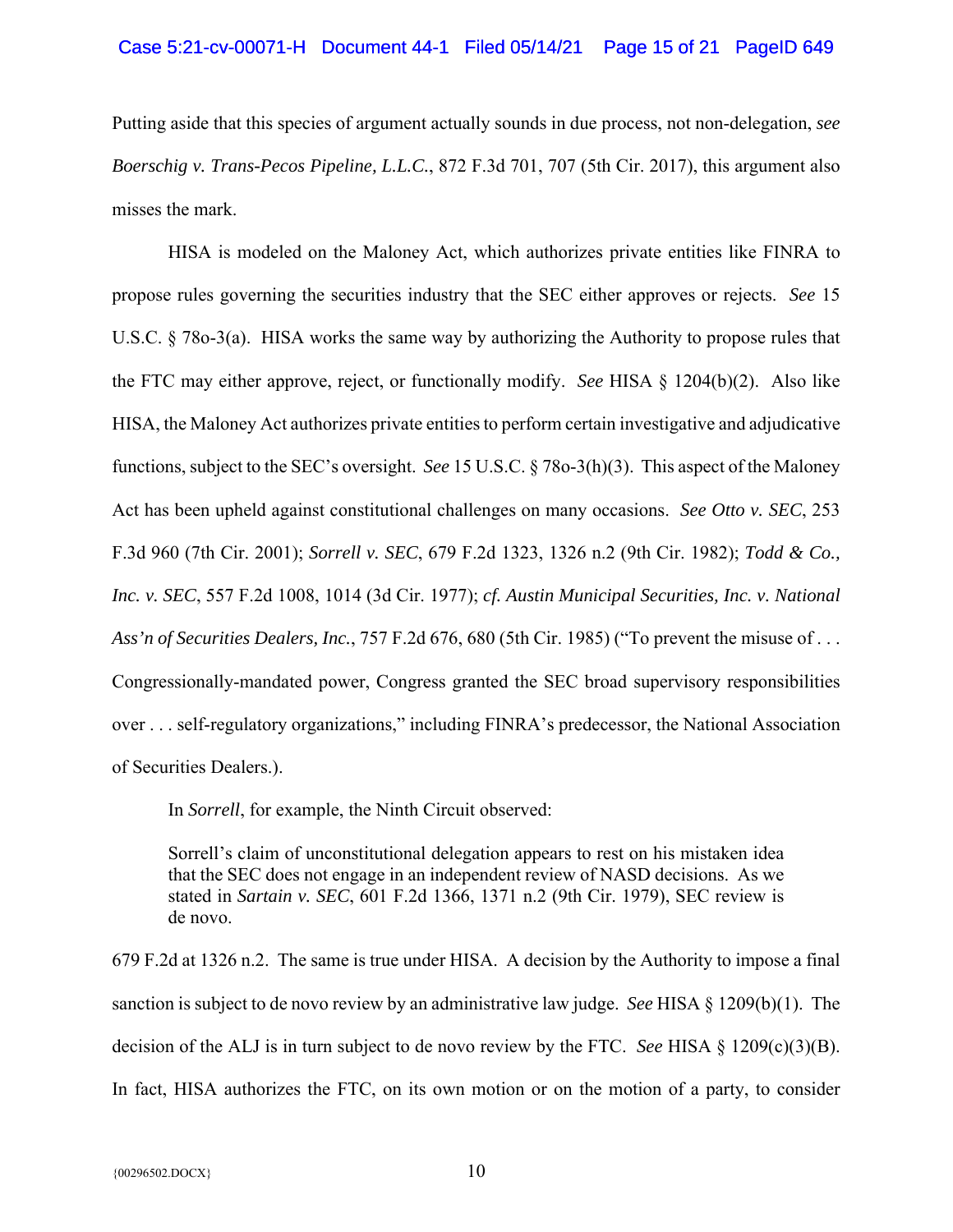Putting aside that this species of argument actually sounds in due process, not non-delegation, *see Boerschig v. Trans-Pecos Pipeline, L.L.C.*, 872 F.3d 701, 707 (5th Cir. 2017), this argument also misses the mark.

HISA is modeled on the Maloney Act, which authorizes private entities like FINRA to propose rules governing the securities industry that the SEC either approves or rejects. *See* 15 U.S.C. § 78o-3(a). HISA works the same way by authorizing the Authority to propose rules that the FTC may either approve, reject, or functionally modify. *See* HISA § 1204(b)(2). Also like HISA, the Maloney Act authorizes private entities to perform certain investigative and adjudicative functions, subject to the SEC's oversight. *See* 15 U.S.C. § 78o-3(h)(3). This aspect of the Maloney Act has been upheld against constitutional challenges on many occasions. *See Otto v. SEC*, 253 F.3d 960 (7th Cir. 2001); *Sorrell v. SEC*, 679 F.2d 1323, 1326 n.2 (9th Cir. 1982); *Todd & Co., Inc. v. SEC*, 557 F.2d 1008, 1014 (3d Cir. 1977); *cf. Austin Municipal Securities, Inc. v. National Ass'n of Securities Dealers, Inc.*, 757 F.2d 676, 680 (5th Cir. 1985) ("To prevent the misuse of . . . Congressionally-mandated power, Congress granted the SEC broad supervisory responsibilities over . . . self-regulatory organizations," including FINRA's predecessor, the National Association of Securities Dealers.).

In *Sorrell*, for example, the Ninth Circuit observed:

> Sorrell's claim of unconstitutional delegation appears to rest on his mistaken idea that the SEC does not engage in an independent review of NASD decisions. As we stated in *Sartain v. SEC*, 601 F.2d 1366, 1371 n.2 (9th Cir. 1979), SEC review is de novo.

679 F.2d at 1326 n.2. The same is true under HISA. A decision by the Authority to impose a final sanction is subject to de novo review by an administrative law judge. *See* HISA § 1209(b)(1). The decision of the ALJ is in turn subject to de novo review by the FTC. *See* HISA § 1209(c)(3)(B). In fact, HISA authorizes the FTC, on its own motion or on the motion of a party, to consider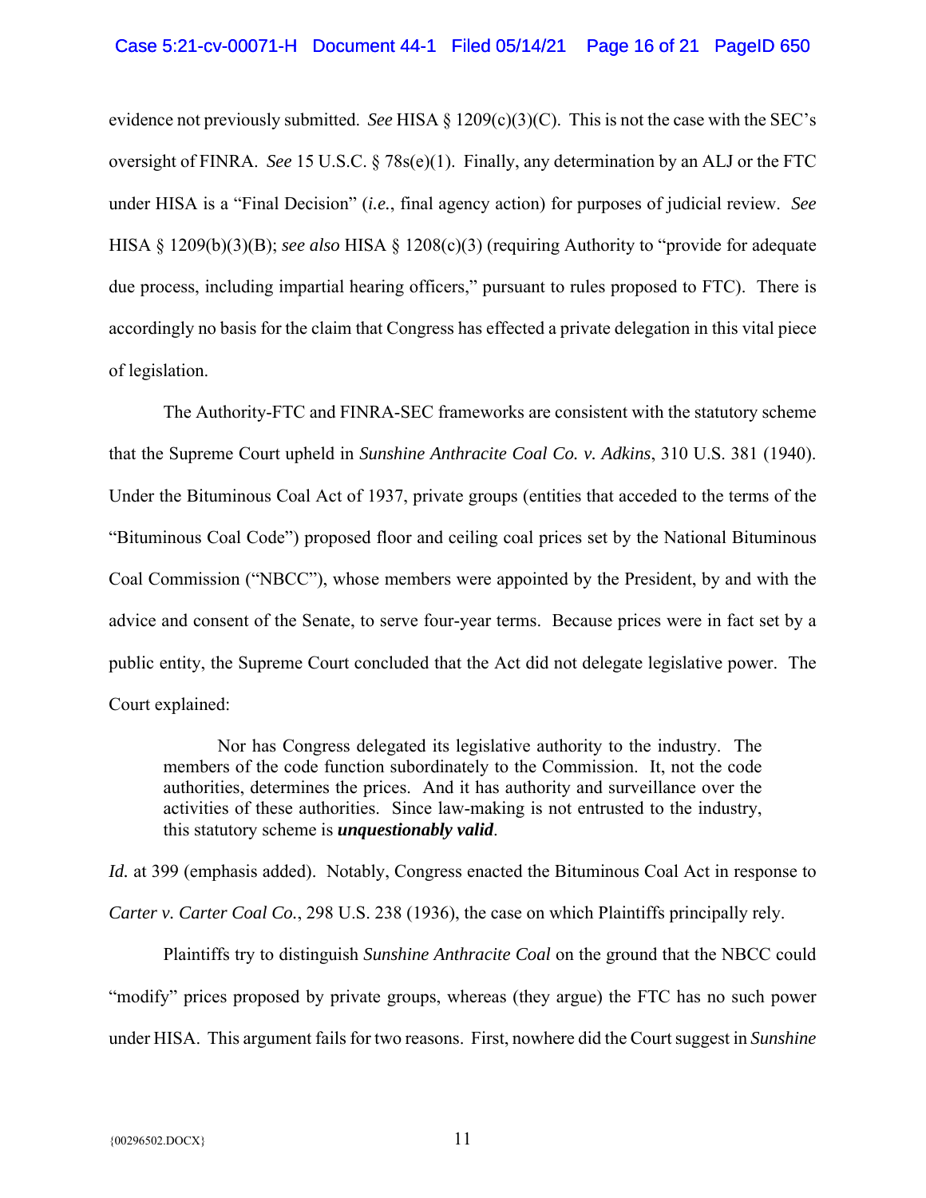evidence not previously submitted. *See* HISA § 1209(c)(3)(C). This is not the case with the SEC's oversight of FINRA. *See* 15 U.S.C. § 78s(e)(1). Finally, any determination by an ALJ or the FTC under HISA is a "Final Decision" (*i.e.*, final agency action) for purposes of judicial review. *See* HISA § 1209(b)(3)(B); *see also* HISA § 1208(c)(3) (requiring Authority to "provide for adequate due process, including impartial hearing officers," pursuant to rules proposed to FTC). There is accordingly no basis for the claim that Congress has effected a private delegation in this vital piece of legislation.

The Authority-FTC and FINRA-SEC frameworks are consistent with the statutory scheme that the Supreme Court upheld in *Sunshine Anthracite Coal Co. v. Adkins*, 310 U.S. 381 (1940). Under the Bituminous Coal Act of 1937, private groups (entities that acceded to the terms of the "Bituminous Coal Code") proposed floor and ceiling coal prices set by the National Bituminous Coal Commission ("NBCC"), whose members were appointed by the President, by and with the advice and consent of the Senate, to serve four-year terms. Because prices were in fact set by a public entity, the Supreme Court concluded that the Act did not delegate legislative power. The Court explained:

> Nor has Congress delegated its legislative authority to the industry. The members of the code function subordinately to the Commission. It, not the code authorities, determines the prices. And it has authority and surveillance over the activities of these authorities. Since law-making is not entrusted to the industry, this statutory scheme is ***unquestionably valid***.

*Id.* at 399 (emphasis added). Notably, Congress enacted the Bituminous Coal Act in response to *Carter v. Carter Coal Co.*, 298 U.S. 238 (1936), the case on which Plaintiffs principally rely.

Plaintiffs try to distinguish *Sunshine Anthracite Coal* on the ground that the NBCC could "modify" prices proposed by private groups, whereas (they argue) the FTC has no such power under HISA. This argument fails for two reasons. First, nowhere did the Court suggest in *Sunshine*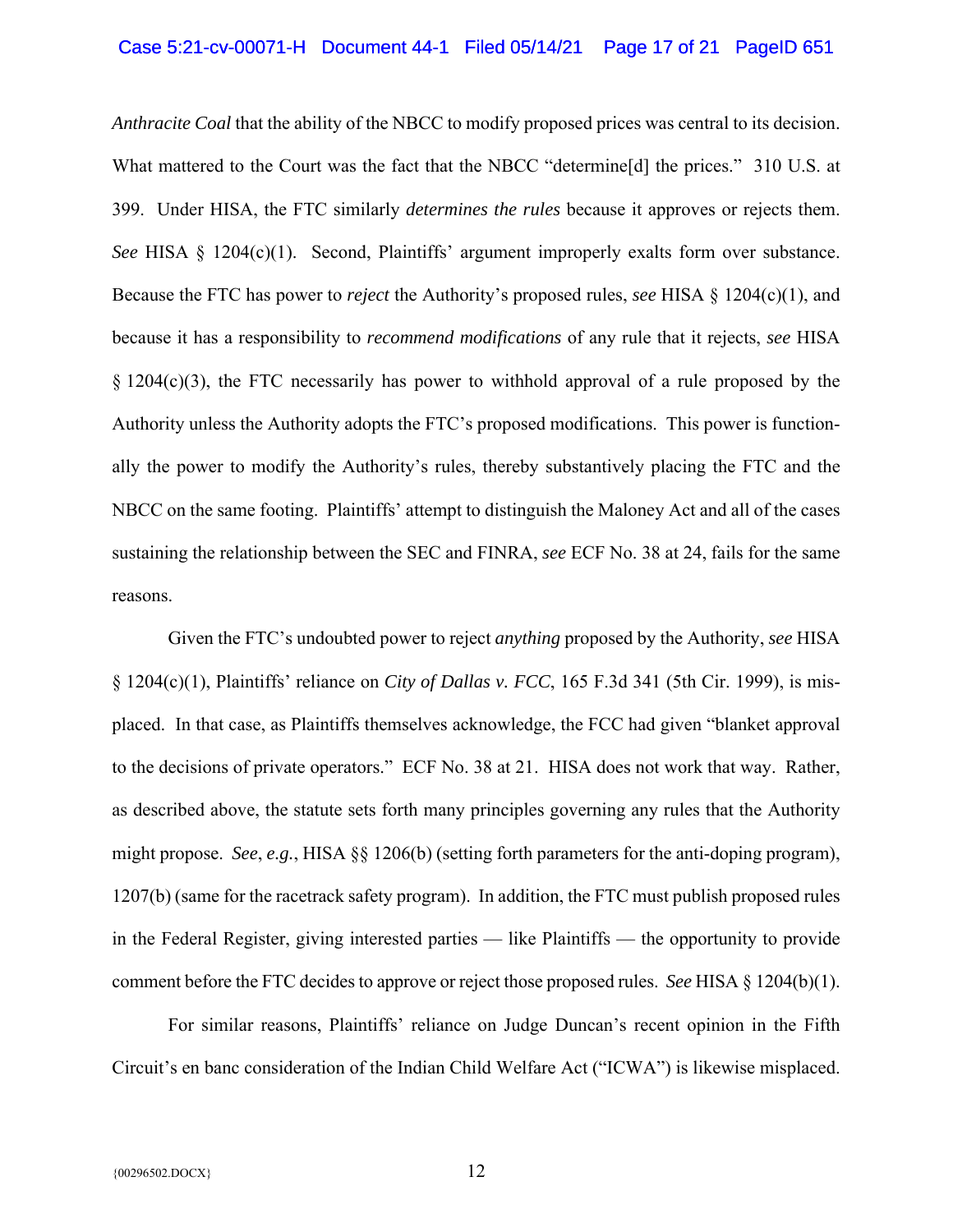*Anthracite Coal* that the ability of the NBCC to modify proposed prices was central to its decision. What mattered to the Court was the fact that the NBCC "determine[d] the prices." 310 U.S. at 399. Under HISA, the FTC similarly *determines the rules* because it approves or rejects them. *See* HISA § 1204(c)(1). Second, Plaintiffs' argument improperly exalts form over substance. Because the FTC has power to *reject* the Authority's proposed rules, *see* HISA § 1204(c)(1), and because it has a responsibility to *recommend modifications* of any rule that it rejects, *see* HISA § 1204(c)(3), the FTC necessarily has power to withhold approval of a rule proposed by the Authority unless the Authority adopts the FTC's proposed modifications. This power is functionally the power to modify the Authority's rules, thereby substantively placing the FTC and the NBCC on the same footing. Plaintiffs' attempt to distinguish the Maloney Act and all of the cases sustaining the relationship between the SEC and FINRA, *see* ECF No. 38 at 24, fails for the same reasons.

Given the FTC's undoubted power to reject *anything* proposed by the Authority, *see* HISA § 1204(c)(1), Plaintiffs' reliance on *City of Dallas v. FCC*, 165 F.3d 341 (5th Cir. 1999), is misplaced. In that case, as Plaintiffs themselves acknowledge, the FCC had given "blanket approval to the decisions of private operators." ECF No. 38 at 21. HISA does not work that way. Rather, as described above, the statute sets forth many principles governing any rules that the Authority might propose. *See*, *e.g.*, HISA §§ 1206(b) (setting forth parameters for the anti-doping program), 1207(b) (same for the racetrack safety program). In addition, the FTC must publish proposed rules in the Federal Register, giving interested parties — like Plaintiffs — the opportunity to provide comment before the FTC decides to approve or reject those proposed rules. *See* HISA § 1204(b)(1).

For similar reasons, Plaintiffs' reliance on Judge Duncan's recent opinion in the Fifth Circuit's en banc consideration of the Indian Child Welfare Act ("ICWA") is likewise misplaced.

{00296502.DOCX}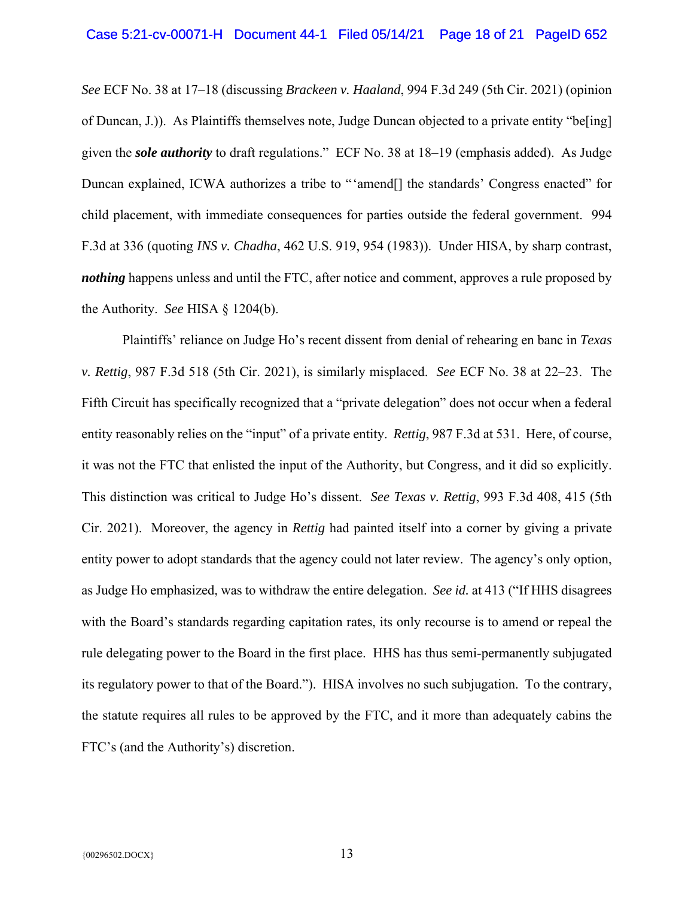*See* ECF No. 38 at 17–18 (discussing *Brackeen v. Haaland*, 994 F.3d 249 (5th Cir. 2021) (opinion of Duncan, J.)). As Plaintiffs themselves note, Judge Duncan objected to a private entity "be[ing] given the ***sole authority*** to draft regulations." ECF No. 38 at 18–19 (emphasis added). As Judge Duncan explained, ICWA authorizes a tribe to "'amend[] the standards' Congress enacted" for child placement, with immediate consequences for parties outside the federal government. 994 F.3d at 336 (quoting *INS v. Chadha*, 462 U.S. 919, 954 (1983)). Under HISA, by sharp contrast, ***nothing*** happens unless and until the FTC, after notice and comment, approves a rule proposed by the Authority. *See* HISA § 1204(b).

Plaintiffs' reliance on Judge Ho's recent dissent from denial of rehearing en banc in *Texas v. Rettig*, 987 F.3d 518 (5th Cir. 2021), is similarly misplaced. *See* ECF No. 38 at 22–23. The Fifth Circuit has specifically recognized that a "private delegation" does not occur when a federal entity reasonably relies on the "input" of a private entity. *Rettig*, 987 F.3d at 531. Here, of course, it was not the FTC that enlisted the input of the Authority, but Congress, and it did so explicitly. This distinction was critical to Judge Ho's dissent. *See Texas v. Rettig*, 993 F.3d 408, 415 (5th Cir. 2021). Moreover, the agency in *Rettig* had painted itself into a corner by giving a private entity power to adopt standards that the agency could not later review. The agency's only option, as Judge Ho emphasized, was to withdraw the entire delegation. *See id.* at 413 ("If HHS disagrees with the Board's standards regarding capitation rates, its only recourse is to amend or repeal the rule delegating power to the Board in the first place. HHS has thus semi-permanently subjugated its regulatory power to that of the Board."). HISA involves no such subjugation. To the contrary, the statute requires all rules to be approved by the FTC, and it more than adequately cabins the FTC's (and the Authority's) discretion.

{00296502.DOCX}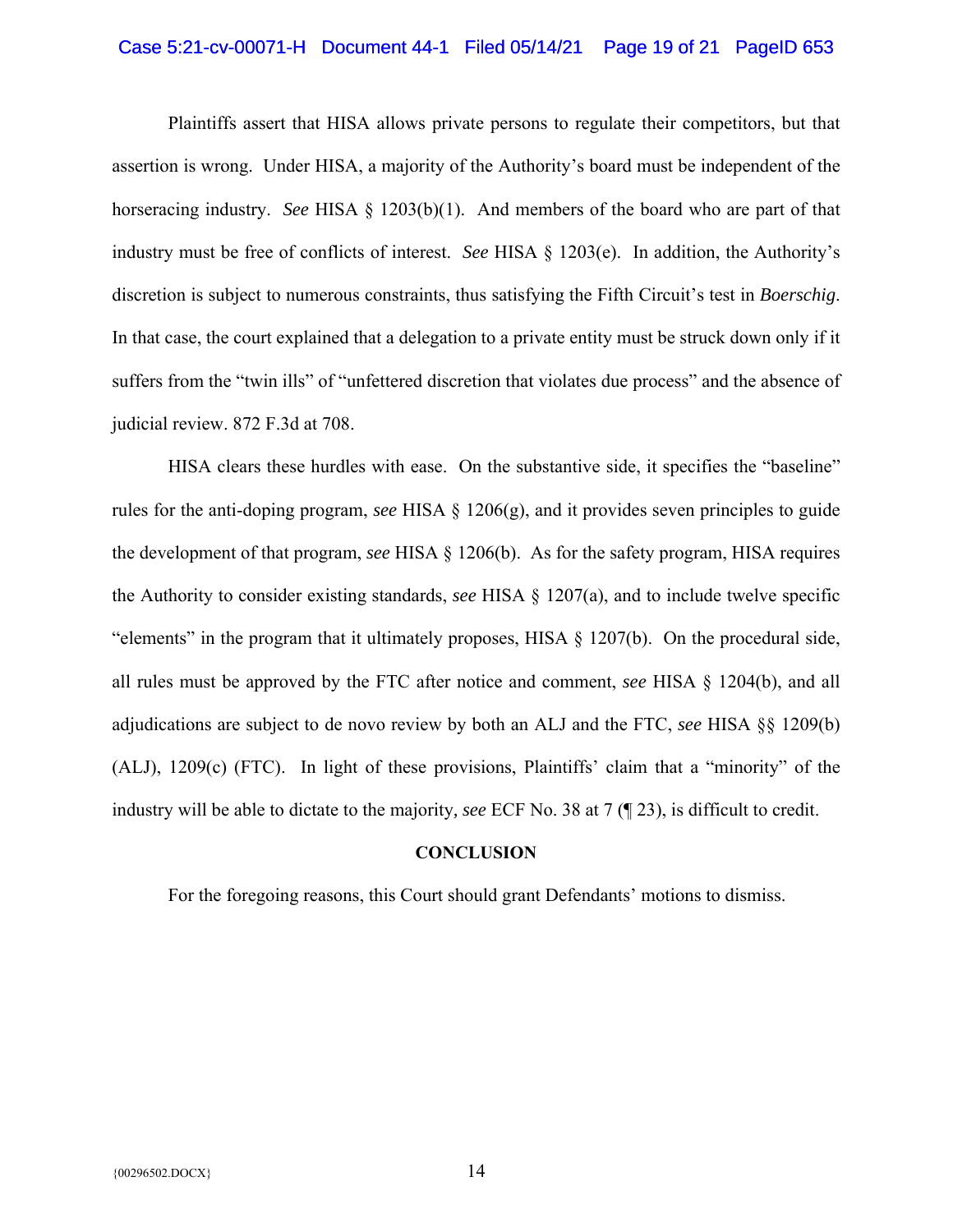Plaintiffs assert that HISA allows private persons to regulate their competitors, but that assertion is wrong. Under HISA, a majority of the Authority's board must be independent of the horseracing industry. *See* HISA § 1203(b)(1). And members of the board who are part of that industry must be free of conflicts of interest. *See* HISA § 1203(e). In addition, the Authority's discretion is subject to numerous constraints, thus satisfying the Fifth Circuit's test in *Boerschig*. In that case, the court explained that a delegation to a private entity must be struck down only if it suffers from the "twin ills" of "unfettered discretion that violates due process" and the absence of judicial review. 872 F.3d at 708.

HISA clears these hurdles with ease. On the substantive side, it specifies the "baseline" rules for the anti-doping program, *see* HISA § 1206(g), and it provides seven principles to guide the development of that program, *see* HISA § 1206(b). As for the safety program, HISA requires the Authority to consider existing standards, *see* HISA § 1207(a), and to include twelve specific "elements" in the program that it ultimately proposes, HISA § 1207(b). On the procedural side, all rules must be approved by the FTC after notice and comment, *see* HISA § 1204(b), and all adjudications are subject to de novo review by both an ALJ and the FTC, *see* HISA §§ 1209(b) (ALJ), 1209(c) (FTC). In light of these provisions, Plaintiffs' claim that a "minority" of the industry will be able to dictate to the majority, *see* ECF No. 38 at 7 (¶ 23), is difficult to credit.

**CONCLUSION**

For the foregoing reasons, this Court should grant Defendants' motions to dismiss.

{00296502.DOCX}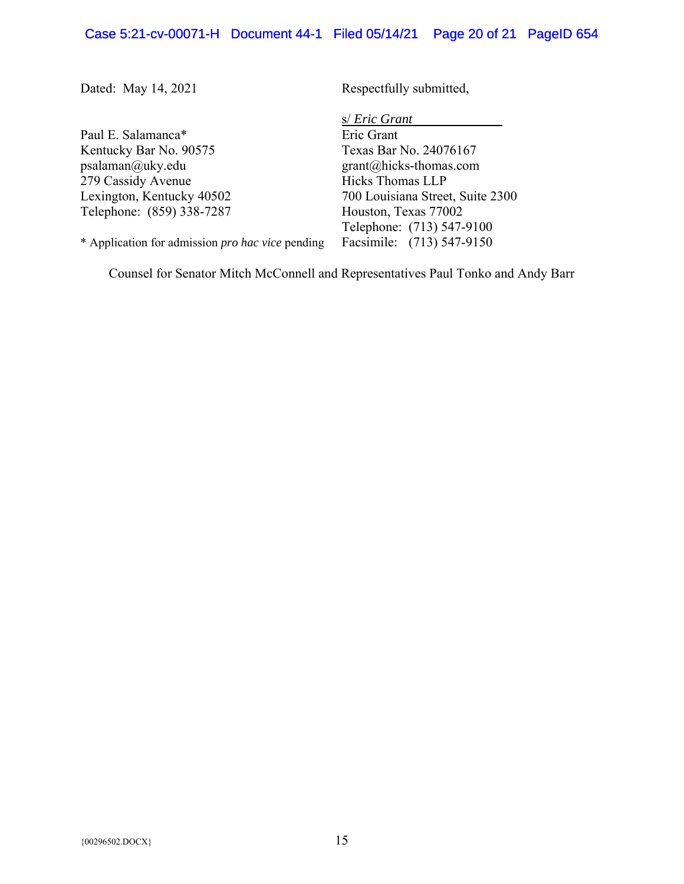Dated: May 14, 2021

Respectfully submitted,

s/ *Eric Grant*
Eric Grant
Texas Bar No. 24076167
grant@hicks-thomas.com
Hicks Thomas LLP
700 Louisiana Street, Suite 2300
Houston, Texas 77002
Telephone: (713) 547-9100
Facsimile: (713) 547-9150

Paul E. Salamanca*
Kentucky Bar No. 90575
psalaman@uky.edu
279 Cassidy Avenue
Lexington, Kentucky 40502
Telephone: (859) 338-7287

* Application for admission *pro hac vice* pending

Counsel for Senator Mitch McConnell and Representatives Paul Tonko and Andy Barr

{00296502.DOCX}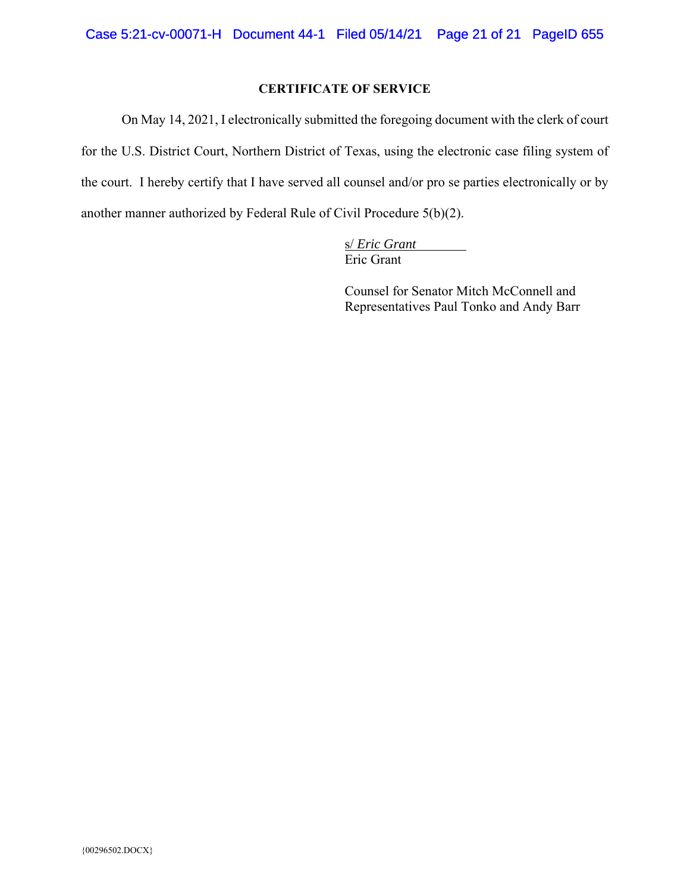**CERTIFICATE OF SERVICE**

On May 14, 2021, I electronically submitted the foregoing document with the clerk of court for the U.S. District Court, Northern District of Texas, using the electronic case filing system of the court. I hereby certify that I have served all counsel and/or pro se parties electronically or by another manner authorized by Federal Rule of Civil Procedure 5(b)(2).

s/ *Eric Grant*
Eric Grant

Counsel for Senator Mitch McConnell and
Representatives Paul Tonko and Andy Barr

{00296502.DOCX}